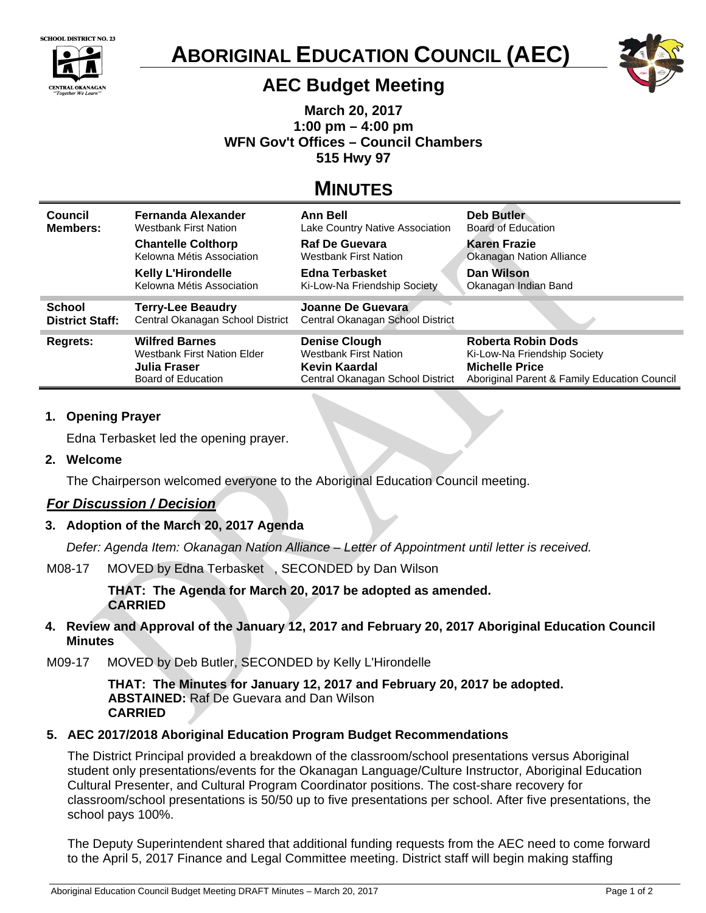SCHOOL DISTRICT NO. 23

CENTRAL OKANAGAN "Together We Learn"

# Aboriginal Education Council (AEC)

## AEC Budget Meeting

**March 20, 2017**
**1:00 pm – 4:00 pm**
**WFN Gov't Offices – Council Chambers**
**515 Hwy 97**

# Minutes

| | | | |
|---|---|---|---|
| **Council Members:** | **Fernanda Alexander** Westbank First Nation | **Ann Bell** Lake Country Native Association | **Deb Butler** Board of Education |
| | **Chantelle Colthorp** Kelowna Métis Association | **Raf De Guevara** Westbank First Nation | **Karen Frazie** Okanagan Nation Alliance |
| | **Kelly L'Hirondelle** Kelowna Métis Association | **Edna Terbasket** Ki-Low-Na Friendship Society | **Dan Wilson** Okanagan Indian Band |
| **School District Staff:** | **Terry-Lee Beaudry** Central Okanagan School District | **Joanne De Guevara** Central Okanagan School District | |
| **Regrets:** | **Wilfred Barnes** Westbank First Nation Elder | **Denise Clough** Westbank First Nation | **Roberta Robin Dods** Ki-Low-Na Friendship Society |
| | **Julia Fraser** Board of Education | **Kevin Kaardal** Central Okanagan School District | **Michelle Price** Aboriginal Parent & Family Education Council |

**1. Opening Prayer**

Edna Terbasket led the opening prayer.

**2. Welcome**

The Chairperson welcomed everyone to the Aboriginal Education Council meeting.

***For Discussion / Decision***

**3. Adoption of the March 20, 2017 Agenda**

*Defer: Agenda Item: Okanagan Nation Alliance – Letter of Appointment until letter is received.*

M08-17 MOVED by Edna Terbasket , SECONDED by Dan Wilson

**THAT: The Agenda for March 20, 2017 be adopted as amended.**
**CARRIED**

**4. Review and Approval of the January 12, 2017 and February 20, 2017 Aboriginal Education Council Minutes**

M09-17 MOVED by Deb Butler, SECONDED by Kelly L'Hirondelle

**THAT: The Minutes for January 12, 2017 and February 20, 2017 be adopted.**
**ABSTAINED:** Raf De Guevara and Dan Wilson
**CARRIED**

**5. AEC 2017/2018 Aboriginal Education Program Budget Recommendations**

The District Principal provided a breakdown of the classroom/school presentations versus Aboriginal student only presentations/events for the Okanagan Language/Culture Instructor, Aboriginal Education Cultural Presenter, and Cultural Program Coordinator positions. The cost-share recovery for classroom/school presentations is 50/50 up to five presentations per school. After five presentations, the school pays 100%.

The Deputy Superintendent shared that additional funding requests from the AEC need to come forward to the April 5, 2017 Finance and Legal Committee meeting. District staff will begin making staffing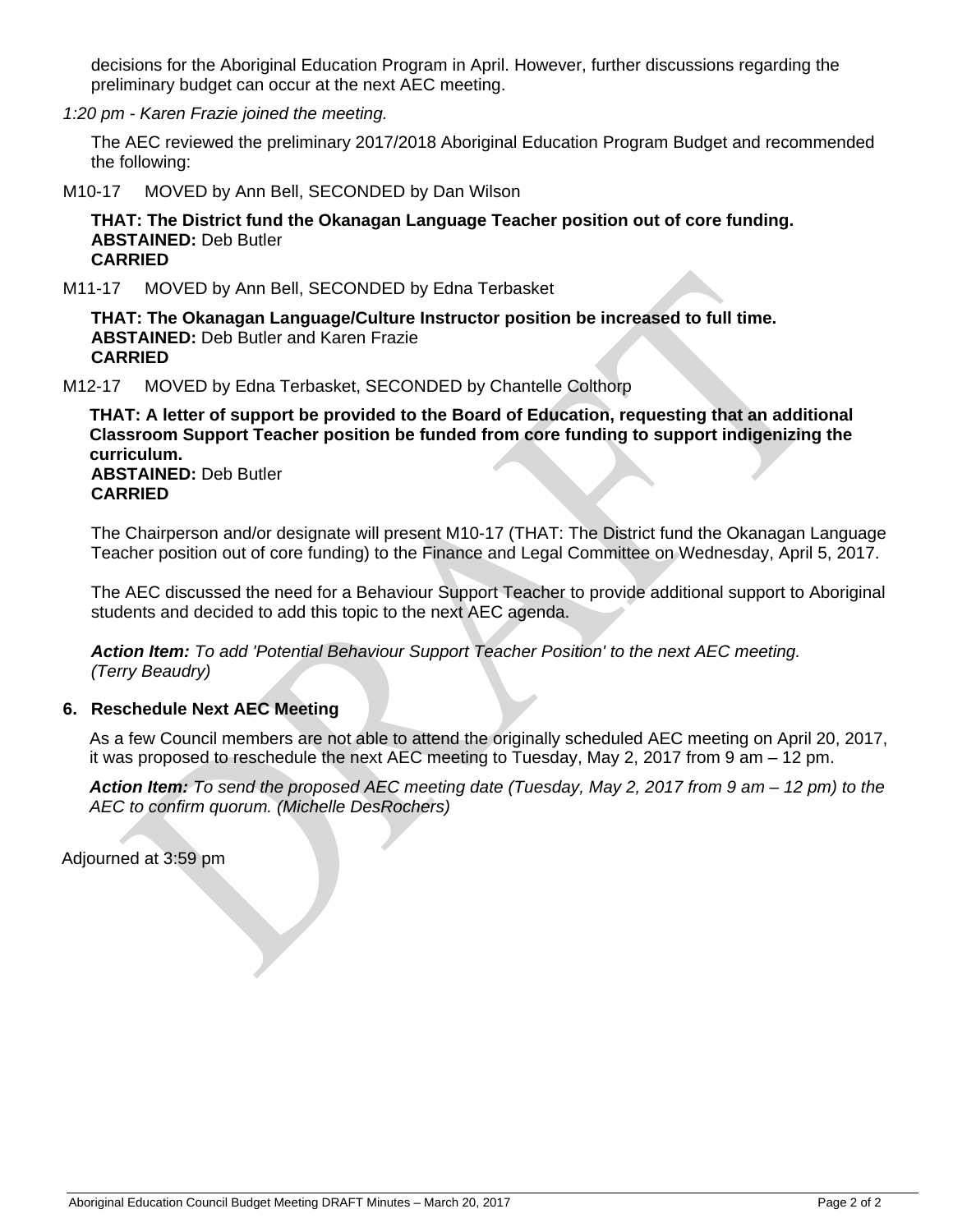decisions for the Aboriginal Education Program in April. However, further discussions regarding the preliminary budget can occur at the next AEC meeting.

*1:20 pm - Karen Frazie joined the meeting.*

The AEC reviewed the preliminary 2017/2018 Aboriginal Education Program Budget and recommended the following:

M10-17 MOVED by Ann Bell, SECONDED by Dan Wilson

**THAT: The District fund the Okanagan Language Teacher position out of core funding.**
**ABSTAINED:** Deb Butler
**CARRIED**

M11-17 MOVED by Ann Bell, SECONDED by Edna Terbasket

**THAT: The Okanagan Language/Culture Instructor position be increased to full time.**
**ABSTAINED:** Deb Butler and Karen Frazie
**CARRIED**

M12-17 MOVED by Edna Terbasket, SECONDED by Chantelle Colthorp

**THAT: A letter of support be provided to the Board of Education, requesting that an additional Classroom Support Teacher position be funded from core funding to support indigenizing the curriculum.**
**ABSTAINED:** Deb Butler
**CARRIED**

The Chairperson and/or designate will present M10-17 (THAT: The District fund the Okanagan Language Teacher position out of core funding) to the Finance and Legal Committee on Wednesday, April 5, 2017.

The AEC discussed the need for a Behaviour Support Teacher to provide additional support to Aboriginal students and decided to add this topic to the next AEC agenda.

***Action Item:*** *To add 'Potential Behaviour Support Teacher Position' to the next AEC meeting. (Terry Beaudry)*

## 6. Reschedule Next AEC Meeting

As a few Council members are not able to attend the originally scheduled AEC meeting on April 20, 2017, it was proposed to reschedule the next AEC meeting to Tuesday, May 2, 2017 from 9 am – 12 pm.

***Action Item:*** *To send the proposed AEC meeting date (Tuesday, May 2, 2017 from 9 am – 12 pm) to the AEC to confirm quorum. (Michelle DesRochers)*

Adjourned at 3:59 pm